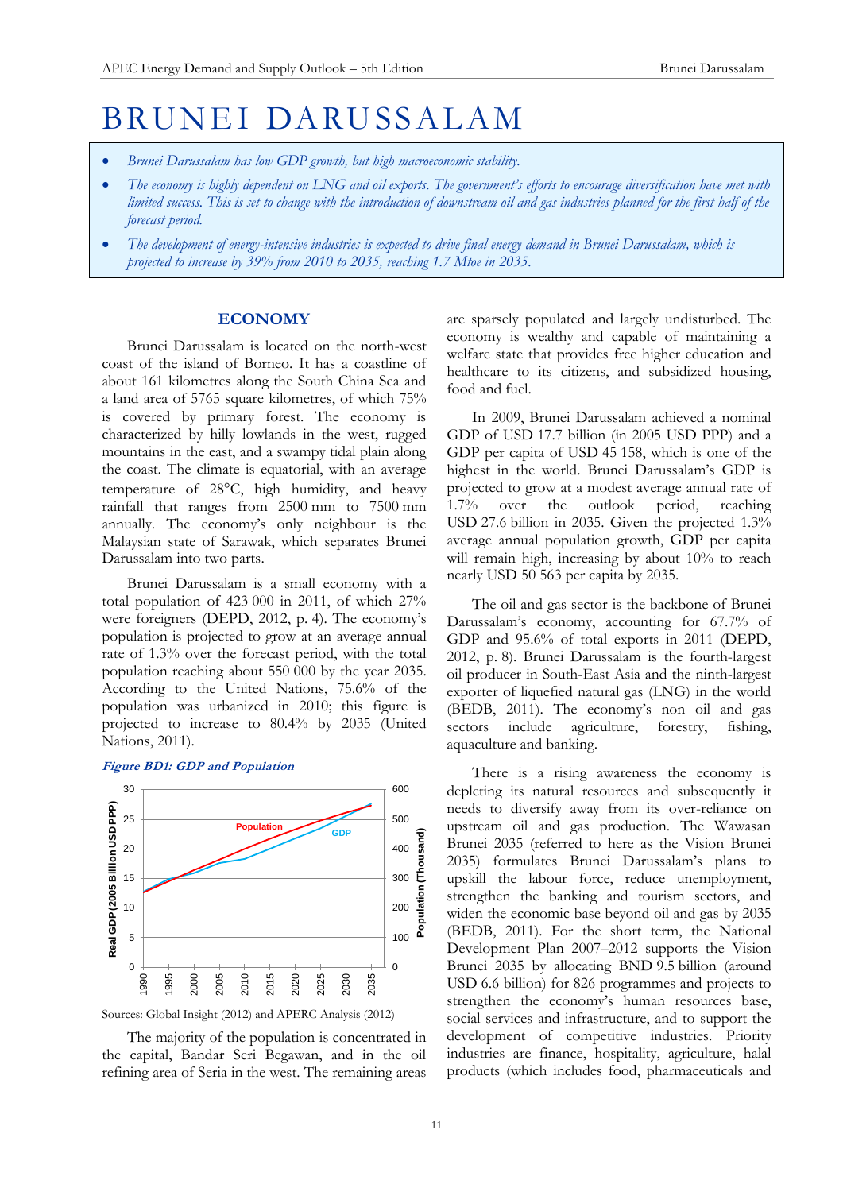// Note: the page has a chart (Figure BD1) but no image ID was provided, so no image reference is placed and only its caption and source line are kept.

# BRUNEI DARUSSALAM

- *Brunei Darussalam has low GDP growth, but high macroeconomic stability.*
- *The economy is highly dependent on LNG and oil exports. The government's efforts to encourage diversification have met with limited success. This is set to change with the introduction of downstream oil and gas industries planned for the first half of the forecast period.*
- *The development of energy-intensive industries is expected to drive final energy demand in Brunei Darussalam, which is projected to increase by 39% from 2010 to 2035, reaching 1.7 Mtoe in 2035.*

## ECONOMY

Brunei Darussalam is located on the north-west coast of the island of Borneo. It has a coastline of about 161 kilometres along the South China Sea and a land area of 5765 square kilometres, of which 75% is covered by primary forest. The economy is characterized by hilly lowlands in the west, rugged mountains in the east, and a swampy tidal plain along the coast. The climate is equatorial, with an average temperature of 28°C, high humidity, and heavy rainfall that ranges from 2500 mm to 7500 mm annually. The economy's only neighbour is the Malaysian state of Sarawak, which separates Brunei Darussalam into two parts.

Brunei Darussalam is a small economy with a total population of 423 000 in 2011, of which 27% were foreigners (DEPD, 2012, p. 4). The economy's population is projected to grow at an average annual rate of 1.3% over the forecast period, with the total population reaching about 550 000 by the year 2035. According to the United Nations, 75.6% of the population was urbanized in 2010; this figure is projected to increase to 80.4% by 2035 (United Nations, 2011).

***Figure BD1: GDP and Population***

Sources: Global Insight (2012) and APERC Analysis (2012)

The majority of the population is concentrated in the capital, Bandar Seri Begawan, and in the oil refining area of Seria in the west. The remaining areas are sparsely populated and largely undisturbed. The economy is wealthy and capable of maintaining a welfare state that provides free higher education and healthcare to its citizens, and subsidized housing, food and fuel.

In 2009, Brunei Darussalam achieved a nominal GDP of USD 17.7 billion (in 2005 USD PPP) and a GDP per capita of USD 45 158, which is one of the highest in the world. Brunei Darussalam's GDP is projected to grow at a modest average annual rate of 1.7% over the outlook period, reaching USD 27.6 billion in 2035. Given the projected 1.3% average annual population growth, GDP per capita will remain high, increasing by about 10% to reach nearly USD 50 563 per capita by 2035.

The oil and gas sector is the backbone of Brunei Darussalam's economy, accounting for 67.7% of GDP and 95.6% of total exports in 2011 (DEPD, 2012, p. 8). Brunei Darussalam is the fourth-largest oil producer in South-East Asia and the ninth-largest exporter of liquefied natural gas (LNG) in the world (BEDB, 2011). The economy's non oil and gas sectors include agriculture, forestry, fishing, aquaculture and banking.

There is a rising awareness the economy is depleting its natural resources and subsequently it needs to diversify away from its over-reliance on upstream oil and gas production. The Wawasan Brunei 2035 (referred to here as the Vision Brunei 2035) formulates Brunei Darussalam's plans to upskill the labour force, reduce unemployment, strengthen the banking and tourism sectors, and widen the economic base beyond oil and gas by 2035 (BEDB, 2011). For the short term, the National Development Plan 2007–2012 supports the Vision Brunei 2035 by allocating BND 9.5 billion (around USD 6.6 billion) for 826 programmes and projects to strengthen the economy's human resources base, social services and infrastructure, and to support the development of competitive industries. Priority industries are finance, hospitality, agriculture, halal products (which includes food, pharmaceuticals and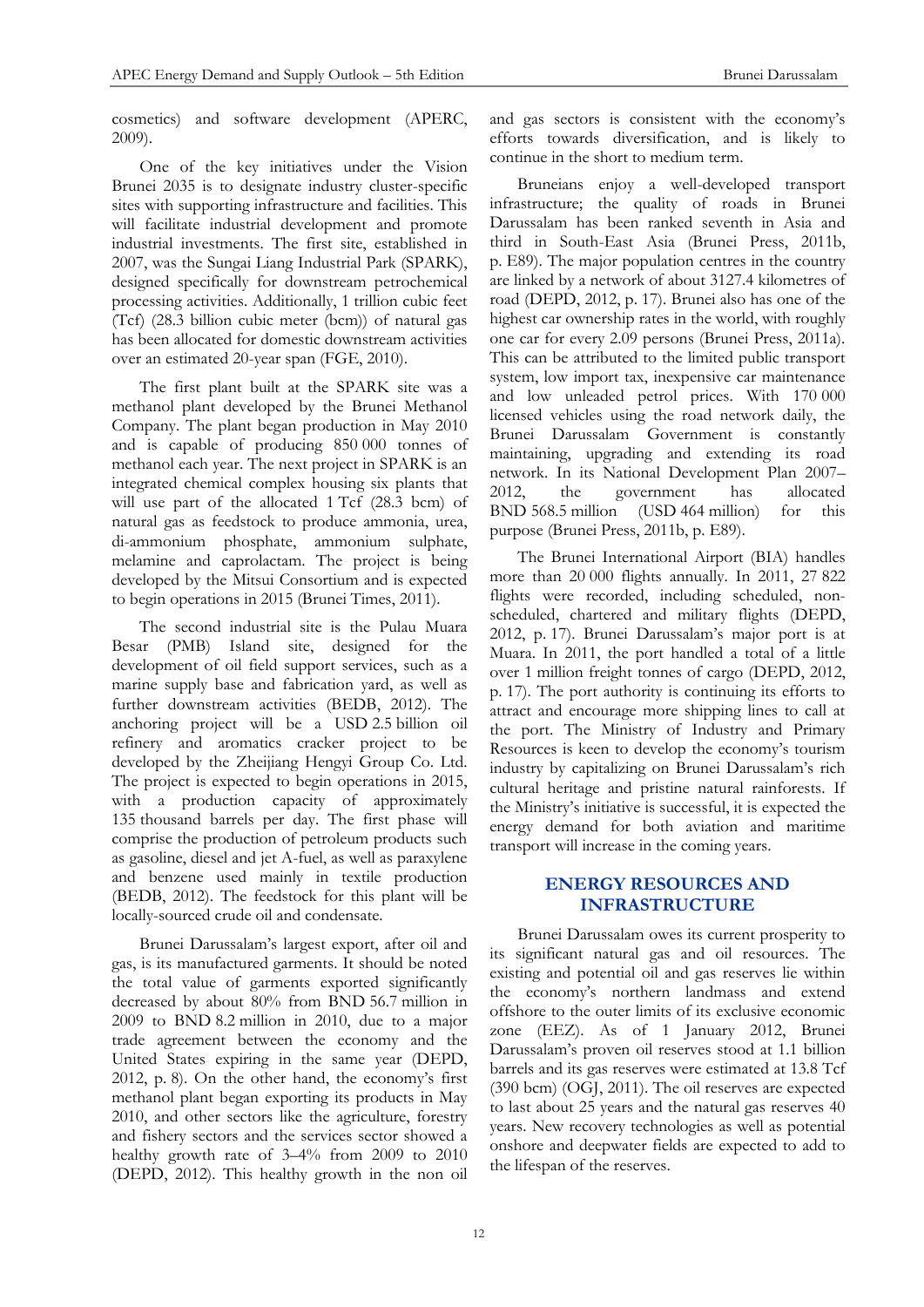cosmetics) and software development (APERC, 2009).

One of the key initiatives under the Vision Brunei 2035 is to designate industry cluster-specific sites with supporting infrastructure and facilities. This will facilitate industrial development and promote industrial investments. The first site, established in 2007, was the Sungai Liang Industrial Park (SPARK), designed specifically for downstream petrochemical processing activities. Additionally, 1 trillion cubic feet (Tcf) (28.3 billion cubic meter (bcm)) of natural gas has been allocated for domestic downstream activities over an estimated 20-year span (FGE, 2010).

The first plant built at the SPARK site was a methanol plant developed by the Brunei Methanol Company. The plant began production in May 2010 and is capable of producing 850 000 tonnes of methanol each year. The next project in SPARK is an integrated chemical complex housing six plants that will use part of the allocated 1 Tcf (28.3 bcm) of natural gas as feedstock to produce ammonia, urea, di-ammonium phosphate, ammonium sulphate, melamine and caprolactam. The project is being developed by the Mitsui Consortium and is expected to begin operations in 2015 (Brunei Times, 2011).

The second industrial site is the Pulau Muara Besar (PMB) Island site, designed for the development of oil field support services, such as a marine supply base and fabrication yard, as well as further downstream activities (BEDB, 2012). The anchoring project will be a USD 2.5 billion oil refinery and aromatics cracker project to be developed by the Zheijiang Hengyi Group Co. Ltd. The project is expected to begin operations in 2015, with a production capacity of approximately 135 thousand barrels per day. The first phase will comprise the production of petroleum products such as gasoline, diesel and jet A-fuel, as well as paraxylene and benzene used mainly in textile production (BEDB, 2012). The feedstock for this plant will be locally-sourced crude oil and condensate.

Brunei Darussalam's largest export, after oil and gas, is its manufactured garments. It should be noted the total value of garments exported significantly decreased by about 80% from BND 56.7 million in 2009 to BND 8.2 million in 2010, due to a major trade agreement between the economy and the United States expiring in the same year (DEPD, 2012, p. 8). On the other hand, the economy's first methanol plant began exporting its products in May 2010, and other sectors like the agriculture, forestry and fishery sectors and the services sector showed a healthy growth rate of 3–4% from 2009 to 2010 (DEPD, 2012). This healthy growth in the non oil and gas sectors is consistent with the economy's efforts towards diversification, and is likely to continue in the short to medium term.

Bruneians enjoy a well-developed transport infrastructure; the quality of roads in Brunei Darussalam has been ranked seventh in Asia and third in South-East Asia (Brunei Press, 2011b, p. E89). The major population centres in the country are linked by a network of about 3127.4 kilometres of road (DEPD, 2012, p. 17). Brunei also has one of the highest car ownership rates in the world, with roughly one car for every 2.09 persons (Brunei Press, 2011a). This can be attributed to the limited public transport system, low import tax, inexpensive car maintenance and low unleaded petrol prices. With 170 000 licensed vehicles using the road network daily, the Brunei Darussalam Government is constantly maintaining, upgrading and extending its road network. In its National Development Plan 2007–2012, the government has allocated BND 568.5 million (USD 464 million) for this purpose (Brunei Press, 2011b, p. E89).

The Brunei International Airport (BIA) handles more than 20 000 flights annually. In 2011, 27 822 flights were recorded, including scheduled, non-scheduled, chartered and military flights (DEPD, 2012, p. 17). Brunei Darussalam's major port is at Muara. In 2011, the port handled a total of a little over 1 million freight tonnes of cargo (DEPD, 2012, p. 17). The port authority is continuing its efforts to attract and encourage more shipping lines to call at the port. The Ministry of Industry and Primary Resources is keen to develop the economy's tourism industry by capitalizing on Brunei Darussalam's rich cultural heritage and pristine natural rainforests. If the Ministry's initiative is successful, it is expected the energy demand for both aviation and maritime transport will increase in the coming years.

## ENERGY RESOURCES AND INFRASTRUCTURE

Brunei Darussalam owes its current prosperity to its significant natural gas and oil resources. The existing and potential oil and gas reserves lie within the economy's northern landmass and extend offshore to the outer limits of its exclusive economic zone (EEZ). As of 1 January 2012, Brunei Darussalam's proven oil reserves stood at 1.1 billion barrels and its gas reserves were estimated at 13.8 Tcf (390 bcm) (OGJ, 2011). The oil reserves are expected to last about 25 years and the natural gas reserves 40 years. New recovery technologies as well as potential onshore and deepwater fields are expected to add to the lifespan of the reserves.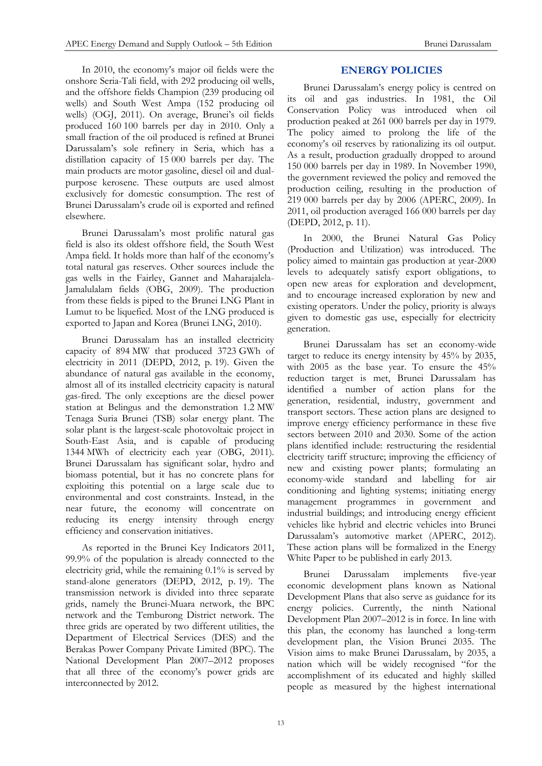In 2010, the economy's major oil fields were the onshore Seria-Tali field, with 292 producing oil wells, and the offshore fields Champion (239 producing oil wells) and South West Ampa (152 producing oil wells) (OGJ, 2011). On average, Brunei's oil fields produced 160 100 barrels per day in 2010. Only a small fraction of the oil produced is refined at Brunei Darussalam's sole refinery in Seria, which has a distillation capacity of 15 000 barrels per day. The main products are motor gasoline, diesel oil and dual-purpose kerosene. These outputs are used almost exclusively for domestic consumption. The rest of Brunei Darussalam's crude oil is exported and refined elsewhere.

Brunei Darussalam's most prolific natural gas field is also its oldest offshore field, the South West Ampa field. It holds more than half of the economy's total natural gas reserves. Other sources include the gas wells in the Fairley, Gannet and Maharajalela-Jamalulalam fields (OBG, 2009). The production from these fields is piped to the Brunei LNG Plant in Lumut to be liquefied. Most of the LNG produced is exported to Japan and Korea (Brunei LNG, 2010).

Brunei Darussalam has an installed electricity capacity of 894 MW that produced 3723 GWh of electricity in 2011 (DEPD, 2012, p. 19). Given the abundance of natural gas available in the economy, almost all of its installed electricity capacity is natural gas-fired. The only exceptions are the diesel power station at Belingus and the demonstration 1.2 MW Tenaga Suria Brunei (TSB) solar energy plant. The solar plant is the largest-scale photovoltaic project in South-East Asia, and is capable of producing 1344 MWh of electricity each year (OBG, 2011). Brunei Darussalam has significant solar, hydro and biomass potential, but it has no concrete plans for exploiting this potential on a large scale due to environmental and cost constraints. Instead, in the near future, the economy will concentrate on reducing its energy intensity through energy efficiency and conservation initiatives.

As reported in the Brunei Key Indicators 2011, 99.9% of the population is already connected to the electricity grid, while the remaining 0.1% is served by stand-alone generators (DEPD, 2012, p. 19). The transmission network is divided into three separate grids, namely the Brunei-Muara network, the BPC network and the Temburong District network. The three grids are operated by two different utilities, the Department of Electrical Services (DES) and the Berakas Power Company Private Limited (BPC). The National Development Plan 2007–2012 proposes that all three of the economy's power grids are interconnected by 2012.

## ENERGY POLICIES

Brunei Darussalam's energy policy is centred on its oil and gas industries. In 1981, the Oil Conservation Policy was introduced when oil production peaked at 261 000 barrels per day in 1979. The policy aimed to prolong the life of the economy's oil reserves by rationalizing its oil output. As a result, production gradually dropped to around 150 000 barrels per day in 1989. In November 1990, the government reviewed the policy and removed the production ceiling, resulting in the production of 219 000 barrels per day by 2006 (APERC, 2009). In 2011, oil production averaged 166 000 barrels per day (DEPD, 2012, p. 11).

In 2000, the Brunei Natural Gas Policy (Production and Utilization) was introduced. The policy aimed to maintain gas production at year-2000 levels to adequately satisfy export obligations, to open new areas for exploration and development, and to encourage increased exploration by new and existing operators. Under the policy, priority is always given to domestic gas use, especially for electricity generation.

Brunei Darussalam has set an economy-wide target to reduce its energy intensity by 45% by 2035, with 2005 as the base year. To ensure the 45% reduction target is met, Brunei Darussalam has identified a number of action plans for the generation, residential, industry, government and transport sectors. These action plans are designed to improve energy efficiency performance in these five sectors between 2010 and 2030. Some of the action plans identified include: restructuring the residential electricity tariff structure; improving the efficiency of new and existing power plants; formulating an economy-wide standard and labelling for air conditioning and lighting systems; initiating energy management programmes in government and industrial buildings; and introducing energy efficient vehicles like hybrid and electric vehicles into Brunei Darussalam's automotive market (APERC, 2012). These action plans will be formalized in the Energy White Paper to be published in early 2013.

Brunei Darussalam implements five-year economic development plans known as National Development Plans that also serve as guidance for its energy policies. Currently, the ninth National Development Plan 2007–2012 is in force. In line with this plan, the economy has launched a long-term development plan, the Vision Brunei 2035. The Vision aims to make Brunei Darussalam, by 2035, a nation which will be widely recognised "for the accomplishment of its educated and highly skilled people as measured by the highest international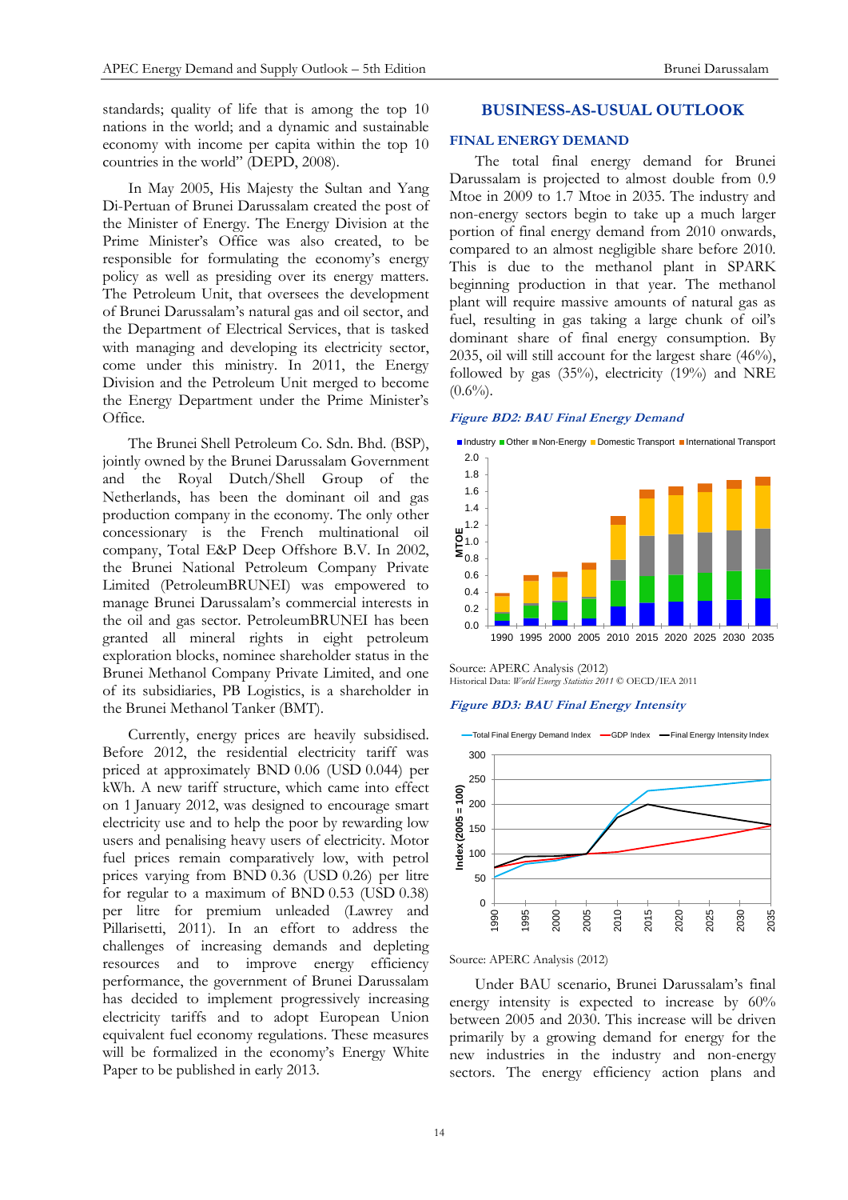standards; quality of life that is among the top 10 nations in the world; and a dynamic and sustainable economy with income per capita within the top 10 countries in the world" (DEPD, 2008).

In May 2005, His Majesty the Sultan and Yang Di-Pertuan of Brunei Darussalam created the post of the Minister of Energy. The Energy Division at the Prime Minister's Office was also created, to be responsible for formulating the economy's energy policy as well as presiding over its energy matters. The Petroleum Unit, that oversees the development of Brunei Darussalam's natural gas and oil sector, and the Department of Electrical Services, that is tasked with managing and developing its electricity sector, come under this ministry. In 2011, the Energy Division and the Petroleum Unit merged to become the Energy Department under the Prime Minister's Office.

The Brunei Shell Petroleum Co. Sdn. Bhd. (BSP), jointly owned by the Brunei Darussalam Government and the Royal Dutch/Shell Group of the Netherlands, has been the dominant oil and gas production company in the economy. The only other concessionary is the French multinational oil company, Total E&P Deep Offshore B.V. In 2002, the Brunei National Petroleum Company Private Limited (PetroleumBRUNEI) was empowered to manage Brunei Darussalam's commercial interests in the oil and gas sector. PetroleumBRUNEI has been granted all mineral rights in eight petroleum exploration blocks, nominee shareholder status in the Brunei Methanol Company Private Limited, and one of its subsidiaries, PB Logistics, is a shareholder in the Brunei Methanol Tanker (BMT).

Currently, energy prices are heavily subsidised. Before 2012, the residential electricity tariff was priced at approximately BND 0.06 (USD 0.044) per kWh. A new tariff structure, which came into effect on 1 January 2012, was designed to encourage smart electricity use and to help the poor by rewarding low users and penalising heavy users of electricity. Motor fuel prices remain comparatively low, with petrol prices varying from BND 0.36 (USD 0.26) per litre for regular to a maximum of BND 0.53 (USD 0.38) per litre for premium unleaded (Lawrey and Pillarisetti, 2011). In an effort to address the challenges of increasing demands and depleting resources and to improve energy efficiency performance, the government of Brunei Darussalam has decided to implement progressively increasing electricity tariffs and to adopt European Union equivalent fuel economy regulations. These measures will be formalized in the economy's Energy White Paper to be published in early 2013.

## BUSINESS-AS-USUAL OUTLOOK

### FINAL ENERGY DEMAND

The total final energy demand for Brunei Darussalam is projected to almost double from 0.9 Mtoe in 2009 to 1.7 Mtoe in 2035. The industry and non-energy sectors begin to take up a much larger portion of final energy demand from 2010 onwards, compared to an almost negligible share before 2010. This is due to the methanol plant in SPARK beginning production in that year. The methanol plant will require massive amounts of natural gas as fuel, resulting in gas taking a large chunk of oil's dominant share of final energy consumption. By 2035, oil will still account for the largest share (46%), followed by gas (35%), electricity (19%) and NRE (0.6%).

***Figure BD2: BAU Final Energy Demand***

Source: APERC Analysis (2012)
Historical Data: *World Energy Statistics 2011* © OECD/IEA 2011

***Figure BD3: BAU Final Energy Intensity***

Source: APERC Analysis (2012)

Under BAU scenario, Brunei Darussalam's final energy intensity is expected to increase by 60% between 2005 and 2030. This increase will be driven primarily by a growing demand for energy for the new industries in the industry and non-energy sectors. The energy efficiency action plans and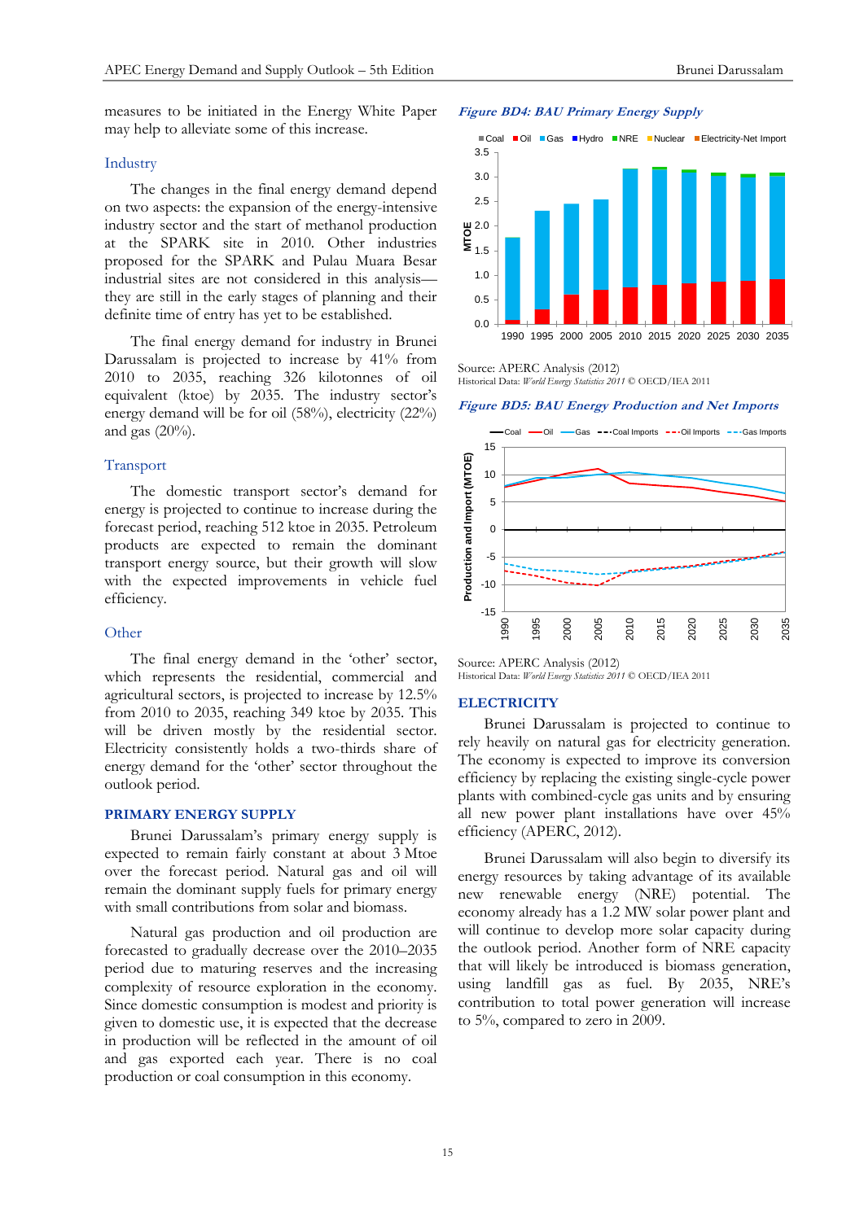measures to be initiated in the Energy White Paper may help to alleviate some of this increase.

### Industry

The changes in the final energy demand depend on two aspects: the expansion of the energy-intensive industry sector and the start of methanol production at the SPARK site in 2010. Other industries proposed for the SPARK and Pulau Muara Besar industrial sites are not considered in this analysis—they are still in the early stages of planning and their definite time of entry has yet to be established.

The final energy demand for industry in Brunei Darussalam is projected to increase by 41% from 2010 to 2035, reaching 326 kilotonnes of oil equivalent (ktoe) by 2035. The industry sector's energy demand will be for oil (58%), electricity (22%) and gas (20%).

### Transport

The domestic transport sector's demand for energy is projected to continue to increase during the forecast period, reaching 512 ktoe in 2035. Petroleum products are expected to remain the dominant transport energy source, but their growth will slow with the expected improvements in vehicle fuel efficiency.

### Other

The final energy demand in the 'other' sector, which represents the residential, commercial and agricultural sectors, is projected to increase by 12.5% from 2010 to 2035, reaching 349 ktoe by 2035. This will be driven mostly by the residential sector. Electricity consistently holds a two-thirds share of energy demand for the 'other' sector throughout the outlook period.

## PRIMARY ENERGY SUPPLY

Brunei Darussalam's primary energy supply is expected to remain fairly constant at about 3 Mtoe over the forecast period. Natural gas and oil will remain the dominant supply fuels for primary energy with small contributions from solar and biomass.

Natural gas production and oil production are forecasted to gradually decrease over the 2010–2035 period due to maturing reserves and the increasing complexity of resource exploration in the economy. Since domestic consumption is modest and priority is given to domestic use, it is expected that the decrease in production will be reflected in the amount of oil and gas exported each year. There is no coal production or coal consumption in this economy.

***Figure BD4: BAU Primary Energy Supply***

Source: APERC Analysis (2012)
Historical Data: *World Energy Statistics 2011* © OECD/IEA 2011

***Figure BD5: BAU Energy Production and Net Imports***

Source: APERC Analysis (2012)
Historical Data: *World Energy Statistics 2011* © OECD/IEA 2011

## ELECTRICITY

Brunei Darussalam is projected to continue to rely heavily on natural gas for electricity generation. The economy is expected to improve its conversion efficiency by replacing the existing single-cycle power plants with combined-cycle gas units and by ensuring all new power plant installations have over 45% efficiency (APERC, 2012).

Brunei Darussalam will also begin to diversify its energy resources by taking advantage of its available new renewable energy (NRE) potential. The economy already has a 1.2 MW solar power plant and will continue to develop more solar capacity during the outlook period. Another form of NRE capacity that will likely be introduced is biomass generation, using landfill gas as fuel. By 2035, NRE's contribution to total power generation will increase to 5%, compared to zero in 2009.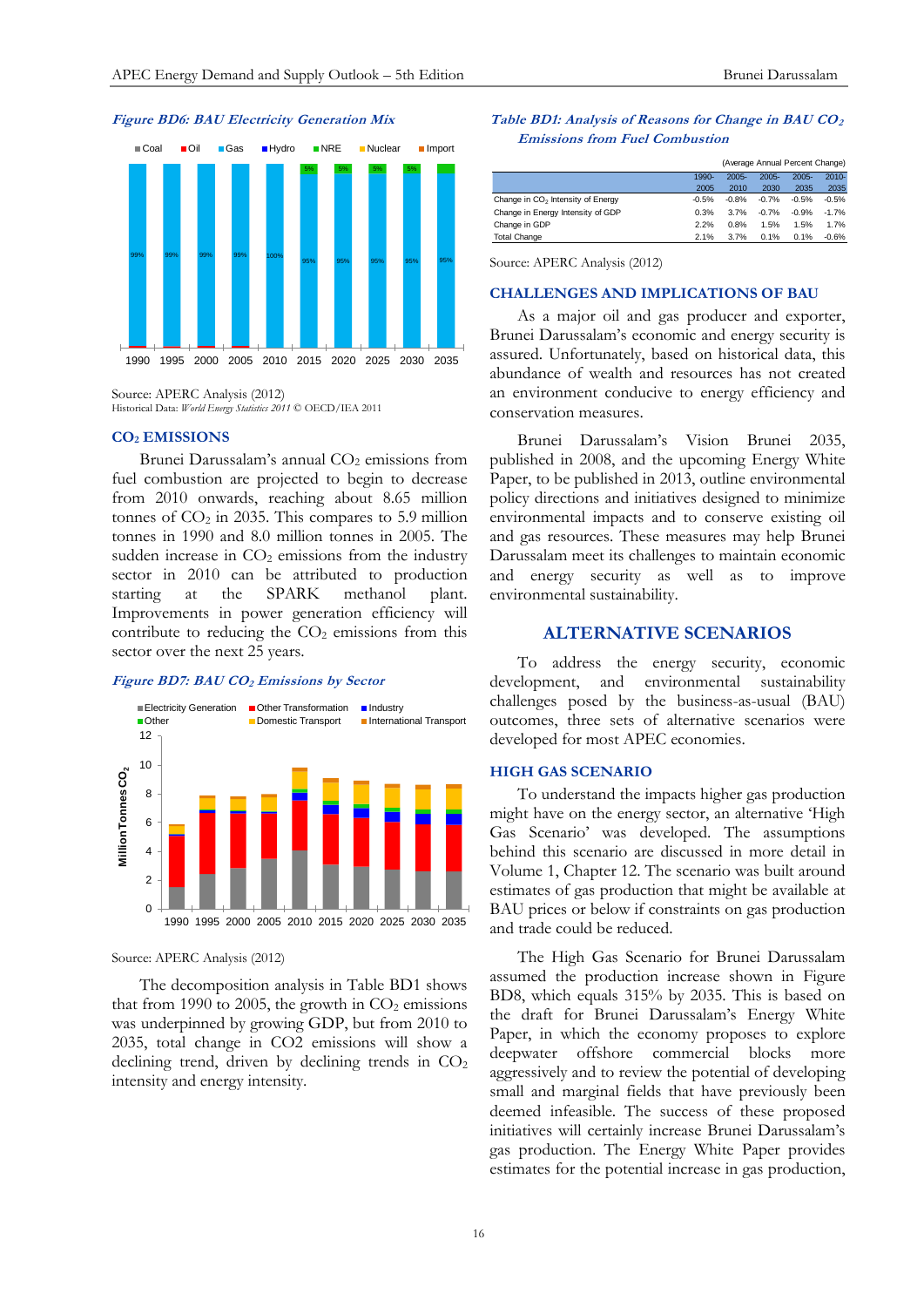*Figure BD6: BAU Electricity Generation Mix*

Source: APERC Analysis (2012)
Historical Data: *World Energy Statistics 2011* © OECD/IEA 2011

## $CO_2$ EMISSIONS

Brunei Darussalam's annual $CO_2$ emissions from fuel combustion are projected to begin to decrease from 2010 onwards, reaching about 8.65 million tonnes of $CO_2$ in 2035. This compares to 5.9 million tonnes in 1990 and 8.0 million tonnes in 2005. The sudden increase in $CO_2$ emissions from the industry sector in 2010 can be attributed to production starting at the SPARK methanol plant. Improvements in power generation efficiency will contribute to reducing the $CO_2$ emissions from this sector over the next 25 years.

*Figure BD7: BAU $CO_2$ Emissions by Sector*

Source: APERC Analysis (2012)

The decomposition analysis in Table BD1 shows that from 1990 to 2005, the growth in $CO_2$ emissions was underpinned by growing GDP, but from 2010 to 2035, total change in CO2 emissions will show a declining trend, driven by declining trends in $CO_2$ intensity and energy intensity.

*Table BD1: Analysis of Reasons for Change in BAU $CO_2$ Emissions from Fuel Combustion*

(Average Annual Percent Change)

| | 1990-2005 | 2005-2010 | 2005-2030 | 2005-2035 | 2010-2035 |
|---|---|---|---|---|---|
| Change in $CO_2$ Intensity of Energy | -0.5% | -0.8% | -0.7% | -0.5% | -0.5% |
| Change in Energy Intensity of GDP | 0.3% | 3.7% | -0.7% | -0.9% | -1.7% |
| Change in GDP | 2.2% | 0.8% | 1.5% | 1.5% | 1.7% |
| Total Change | 2.1% | 3.7% | 0.1% | 0.1% | -0.6% |

Source: APERC Analysis (2012)

## CHALLENGES AND IMPLICATIONS OF BAU

As a major oil and gas producer and exporter, Brunei Darussalam's economic and energy security is assured. Unfortunately, based on historical data, this abundance of wealth and resources has not created an environment conducive to energy efficiency and conservation measures.

Brunei Darussalam's Vision Brunei 2035, published in 2008, and the upcoming Energy White Paper, to be published in 2013, outline environmental policy directions and initiatives designed to minimize environmental impacts and to conserve existing oil and gas resources. These measures may help Brunei Darussalam meet its challenges to maintain economic and energy security as well as to improve environmental sustainability.

# ALTERNATIVE SCENARIOS

To address the energy security, economic development, and environmental sustainability challenges posed by the business-as-usual (BAU) outcomes, three sets of alternative scenarios were developed for most APEC economies.

## HIGH GAS SCENARIO

To understand the impacts higher gas production might have on the energy sector, an alternative 'High Gas Scenario' was developed. The assumptions behind this scenario are discussed in more detail in Volume 1, Chapter 12. The scenario was built around estimates of gas production that might be available at BAU prices or below if constraints on gas production and trade could be reduced.

The High Gas Scenario for Brunei Darussalam assumed the production increase shown in Figure BD8, which equals 315% by 2035. This is based on the draft for Brunei Darussalam's Energy White Paper, in which the economy proposes to explore deepwater offshore commercial blocks more aggressively and to review the potential of developing small and marginal fields that have previously been deemed infeasible. The success of these proposed initiatives will certainly increase Brunei Darussalam's gas production. The Energy White Paper provides estimates for the potential increase in gas production,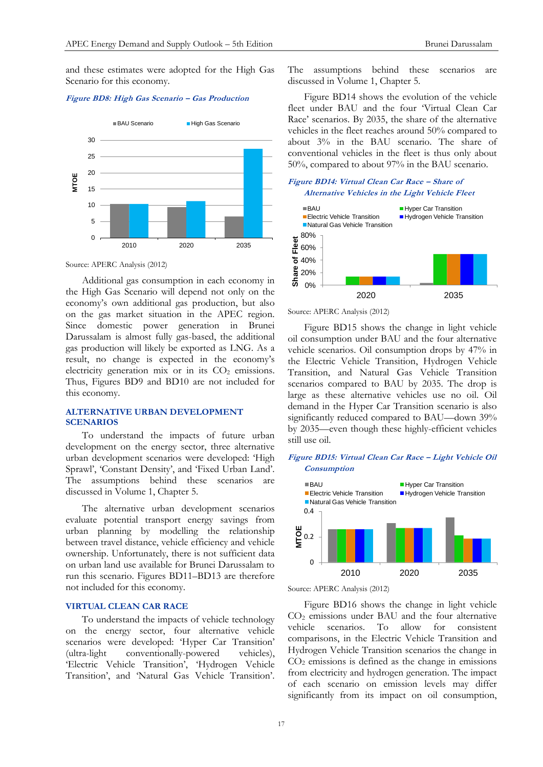and these estimates were adopted for the High Gas Scenario for this economy.

*Figure BD8: High Gas Scenario – Gas Production*

Source: APERC Analysis (2012)

Additional gas consumption in each economy in the High Gas Scenario will depend not only on the economy's own additional gas production, but also on the gas market situation in the APEC region. Since domestic power generation in Brunei Darussalam is almost fully gas-based, the additional gas production will likely be exported as LNG. As a result, no change is expected in the economy's electricity generation mix or in its $CO_2$ emissions. Thus, Figures BD9 and BD10 are not included for this economy.

## ALTERNATIVE URBAN DEVELOPMENT SCENARIOS

To understand the impacts of future urban development on the energy sector, three alternative urban development scenarios were developed: 'High Sprawl', 'Constant Density', and 'Fixed Urban Land'. The assumptions behind these scenarios are discussed in Volume 1, Chapter 5.

The alternative urban development scenarios evaluate potential transport energy savings from urban planning by modelling the relationship between travel distance, vehicle efficiency and vehicle ownership. Unfortunately, there is not sufficient data on urban land use available for Brunei Darussalam to run this scenario. Figures BD11–BD13 are therefore not included for this economy.

## VIRTUAL CLEAN CAR RACE

To understand the impacts of vehicle technology on the energy sector, four alternative vehicle scenarios were developed: 'Hyper Car Transition' (ultra-light conventionally-powered vehicles), 'Electric Vehicle Transition', 'Hydrogen Vehicle Transition', and 'Natural Gas Vehicle Transition'. The assumptions behind these scenarios are discussed in Volume 1, Chapter 5.

Figure BD14 shows the evolution of the vehicle fleet under BAU and the four 'Virtual Clean Car Race' scenarios. By 2035, the share of the alternative vehicles in the fleet reaches around 50% compared to about 3% in the BAU scenario. The share of conventional vehicles in the fleet is thus only about 50%, compared to about 97% in the BAU scenario.

*Figure BD14: Virtual Clean Car Race – Share of Alternative Vehicles in the Light Vehicle Fleet*

Source: APERC Analysis (2012)

Figure BD15 shows the change in light vehicle oil consumption under BAU and the four alternative vehicle scenarios. Oil consumption drops by 47% in the Electric Vehicle Transition, Hydrogen Vehicle Transition, and Natural Gas Vehicle Transition scenarios compared to BAU by 2035. The drop is large as these alternative vehicles use no oil. Oil demand in the Hyper Car Transition scenario is also significantly reduced compared to BAU—down 39% by 2035—even though these highly-efficient vehicles still use oil.

*Figure BD15: Virtual Clean Car Race – Light Vehicle Oil Consumption*

Source: APERC Analysis (2012)

Figure BD16 shows the change in light vehicle $CO_2$ emissions under BAU and the four alternative vehicle scenarios. To allow for consistent comparisons, in the Electric Vehicle Transition and Hydrogen Vehicle Transition scenarios the change in $CO_2$ emissions is defined as the change in emissions from electricity and hydrogen generation. The impact of each scenario on emission levels may differ significantly from its impact on oil consumption,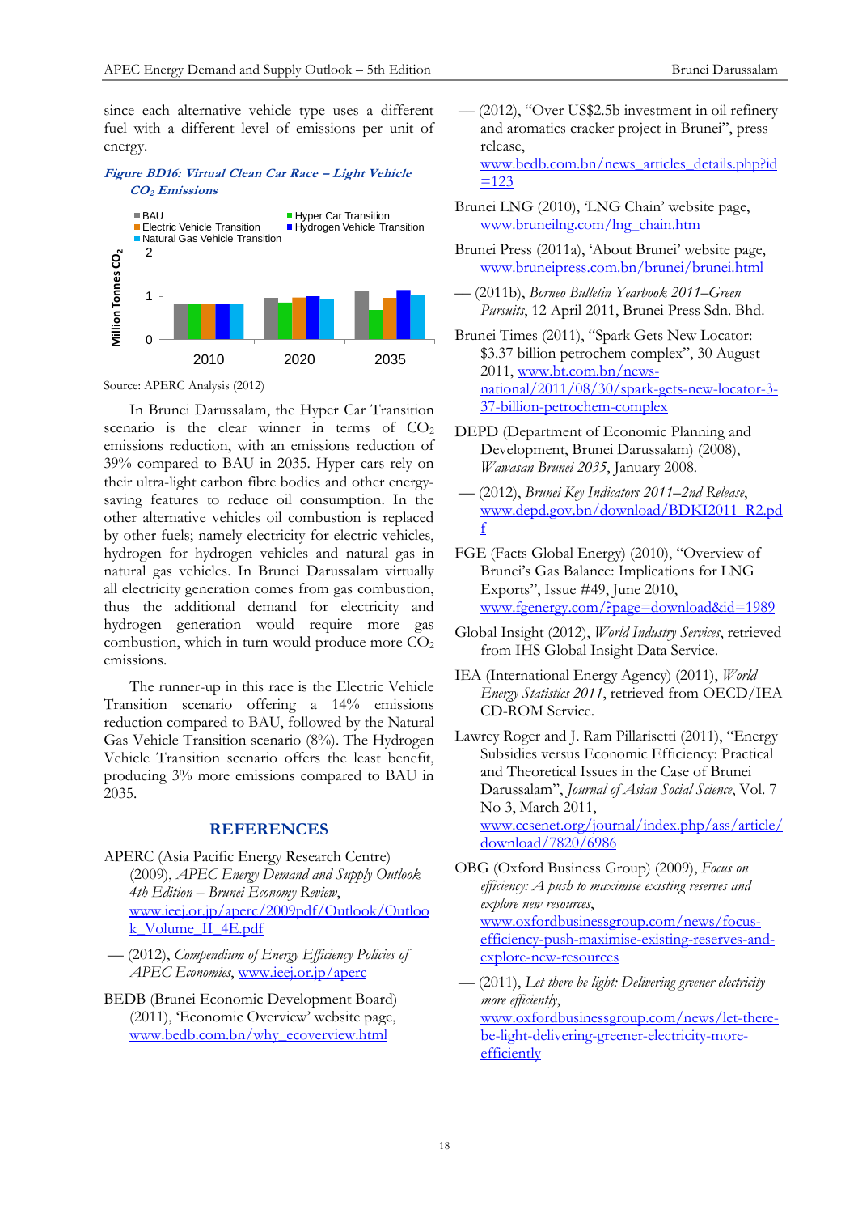since each alternative vehicle type uses a different fuel with a different level of emissions per unit of energy.

*Figure BD16: Virtual Clean Car Race – Light Vehicle $CO_2$ Emissions*

Source: APERC Analysis (2012)

In Brunei Darussalam, the Hyper Car Transition scenario is the clear winner in terms of $CO_2$ emissions reduction, with an emissions reduction of 39% compared to BAU in 2035. Hyper cars rely on their ultra-light carbon fibre bodies and other energy-saving features to reduce oil consumption. In the other alternative vehicles oil combustion is replaced by other fuels; namely electricity for electric vehicles, hydrogen for hydrogen vehicles and natural gas in natural gas vehicles. In Brunei Darussalam virtually all electricity generation comes from gas combustion, thus the additional demand for electricity and hydrogen generation would require more gas combustion, which in turn would produce more $CO_2$ emissions.

The runner-up in this race is the Electric Vehicle Transition scenario offering a 14% emissions reduction compared to BAU, followed by the Natural Gas Vehicle Transition scenario (8%). The Hydrogen Vehicle Transition scenario offers the least benefit, producing 3% more emissions compared to BAU in 2035.

## REFERENCES

APERC (Asia Pacific Energy Research Centre) (2009), *APEC Energy Demand and Supply Outlook 4th Edition – Brunei Economy Review*, www.ieej.or.jp/aperc/2009pdf/Outlook/Outlook_Volume_II_4E.pdf

— (2012), *Compendium of Energy Efficiency Policies of APEC Economies*, www.ieej.or.jp/aperc

BEDB (Brunei Economic Development Board) (2011), 'Economic Overview' website page, www.bedb.com.bn/why_ecoverview.html

— (2012), "Over US$2.5b investment in oil refinery and aromatics cracker project in Brunei", press release, www.bedb.com.bn/news_articles_details.php?id=123

Brunei LNG (2010), 'LNG Chain' website page, www.bruneilng.com/lng_chain.htm

Brunei Press (2011a), 'About Brunei' website page, www.bruneipress.com.bn/brunei/brunei.html

— (2011b), *Borneo Bulletin Yearbook 2011–Green Pursuits*, 12 April 2011, Brunei Press Sdn. Bhd.

Brunei Times (2011), "Spark Gets New Locator: $3.37 billion petrochem complex", 30 August 2011, www.bt.com.bn/news-national/2011/08/30/spark-gets-new-locator-3-37-billion-petrochem-complex

DEPD (Department of Economic Planning and Development, Brunei Darussalam) (2008), *Wawasan Brunei 2035*, January 2008.

— (2012), *Brunei Key Indicators 2011–2nd Release*, www.depd.gov.bn/download/BDKI2011_R2.pdf

FGE (Facts Global Energy) (2010), "Overview of Brunei's Gas Balance: Implications for LNG Exports", Issue #49, June 2010, www.fgenergy.com/?page=download&id=1989

Global Insight (2012), *World Industry Services*, retrieved from IHS Global Insight Data Service.

IEA (International Energy Agency) (2011), *World Energy Statistics 2011*, retrieved from OECD/IEA CD-ROM Service.

Lawrey Roger and J. Ram Pillarisetti (2011), "Energy Subsidies versus Economic Efficiency: Practical and Theoretical Issues in the Case of Brunei Darussalam", *Journal of Asian Social Science*, Vol. 7 No 3, March 2011, www.ccsenet.org/journal/index.php/ass/article/download/7820/6986

OBG (Oxford Business Group) (2009), *Focus on efficiency: A push to maximise existing reserves and explore new resources*, www.oxfordbusinessgroup.com/news/focus-efficiency-push-maximise-existing-reserves-and-explore-new-resources

— (2011), *Let there be light: Delivering greener electricity more efficiently*, www.oxfordbusinessgroup.com/news/let-there-be-light-delivering-greener-electricity-more-efficiently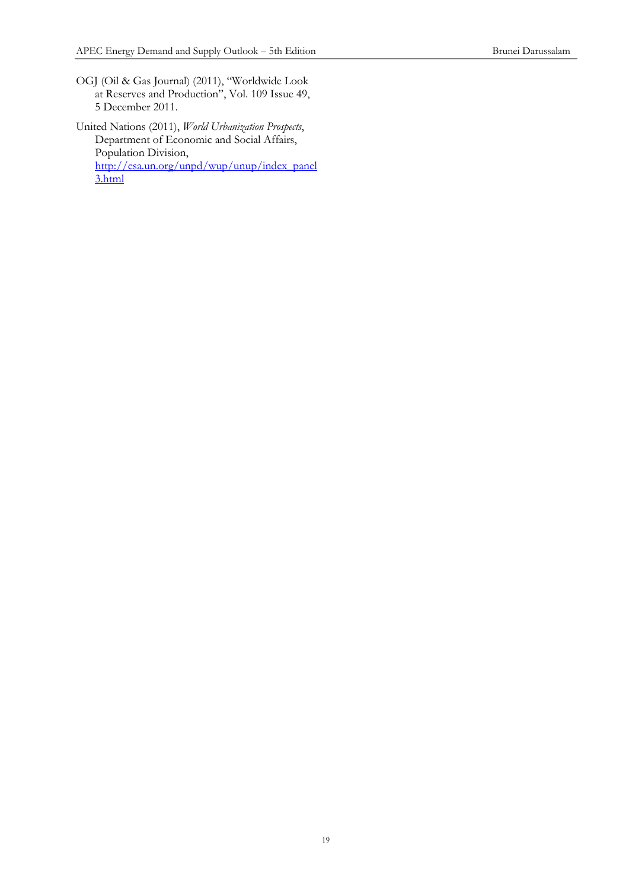OGJ (Oil & Gas Journal) (2011), "Worldwide Look at Reserves and Production", Vol. 109 Issue 49, 5 December 2011.

United Nations (2011), *World Urbanization Prospects*, Department of Economic and Social Affairs, Population Division, http://esa.un.org/unpd/wup/unup/index_panel3.html